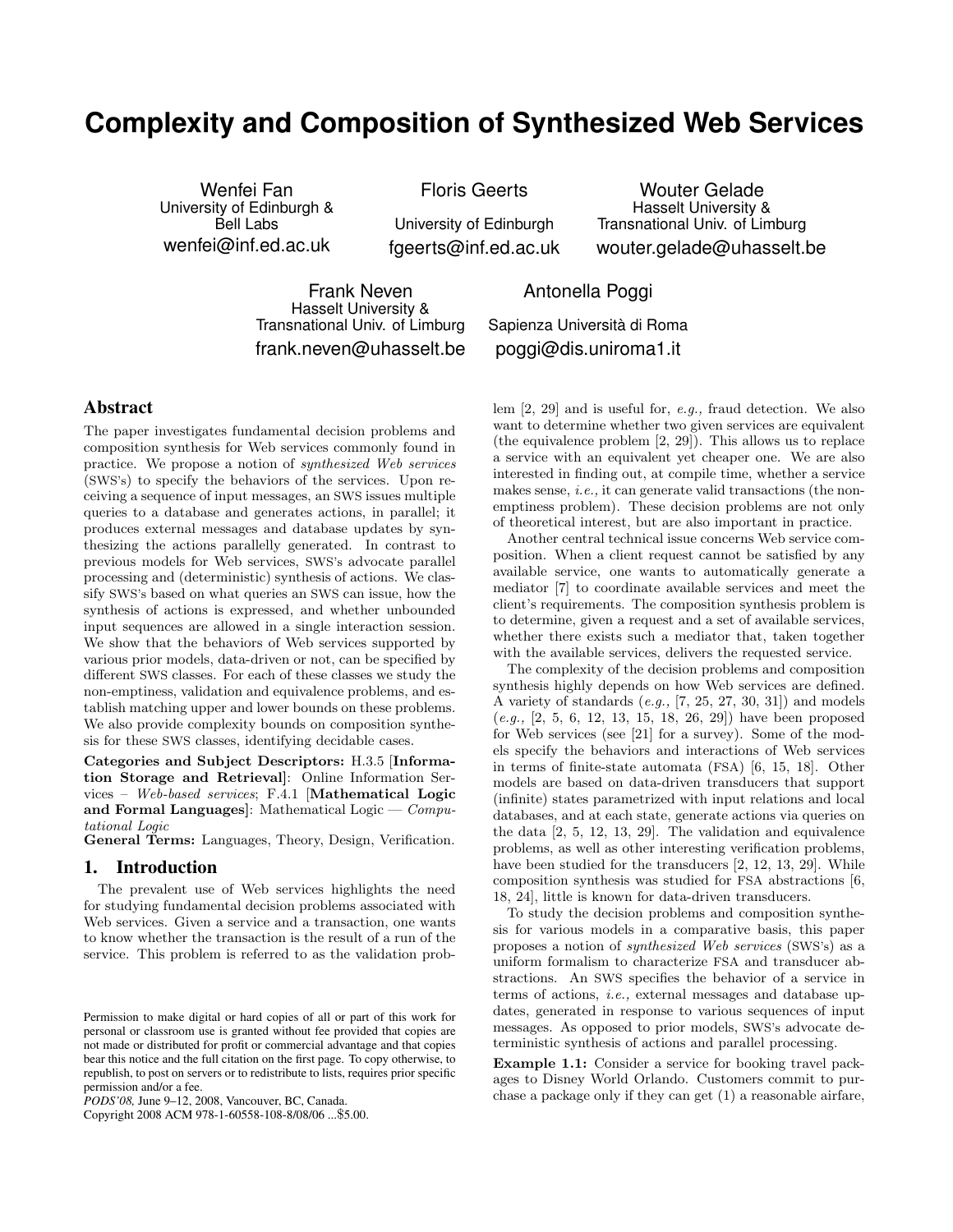# Complexity and Composition of Synthesized Web Services

Wenfei Fan
University of Edinburgh & Bell Labs
wenfei@inf.ed.ac.uk

Floris Geerts
University of Edinburgh
fgeerts@inf.ed.ac.uk

Wouter Gelade
Hasselt University & Transnational Univ. of Limburg
wouter.gelade@uhasselt.be

Frank Neven
Hasselt University & Transnational Univ. of Limburg
frank.neven@uhasselt.be

Antonella Poggi
Sapienza Università di Roma
poggi@dis.uniroma1.it

## Abstract

The paper investigates fundamental decision problems and composition synthesis for Web services commonly found in practice. We propose a notion of *synthesized Web services* (SWS's) to specify the behaviors of the services. Upon receiving a sequence of input messages, an SWS issues multiple queries to a database and generates actions, in parallel; it produces external messages and database updates by synthesizing the actions parallelly generated. In contrast to previous models for Web services, SWS's advocate parallel processing and (deterministic) synthesis of actions. We classify SWS's based on what queries an SWS can issue, how the synthesis of actions is expressed, and whether unbounded input sequences are allowed in a single interaction session. We show that the behaviors of Web services supported by various prior models, data-driven or not, can be specified by different SWS classes. For each of these classes we study the non-emptiness, validation and equivalence problems, and establish matching upper and lower bounds on these problems. We also provide complexity bounds on composition synthesis for these SWS classes, identifying decidable cases.

**Categories and Subject Descriptors:** H.3.5 [**Information Storage and Retrieval**]: Online Information Services – *Web-based services*; F.4.1 [**Mathematical Logic and Formal Languages**]: Mathematical Logic — *Computational Logic*

**General Terms:** Languages, Theory, Design, Verification.

## 1. Introduction

The prevalent use of Web services highlights the need for studying fundamental decision problems associated with Web services. Given a service and a transaction, one wants to know whether the transaction is the result of a run of the service. This problem is referred to as the validation problem [2, 29] and is useful for, *e.g.,* fraud detection. We also want to determine whether two given services are equivalent (the equivalence problem [2, 29]). This allows us to replace a service with an equivalent yet cheaper one. We are also interested in finding out, at compile time, whether a service makes sense, *i.e.,* it can generate valid transactions (the non-emptiness problem). These decision problems are not only of theoretical interest, but are also important in practice.

Another central technical issue concerns Web service composition. When a client request cannot be satisfied by any available service, one wants to automatically generate a mediator [7] to coordinate available services and meet the client's requirements. The composition synthesis problem is to determine, given a request and a set of available services, whether there exists such a mediator that, taken together with the available services, delivers the requested service.

The complexity of the decision problems and composition synthesis highly depends on how Web services are defined. A variety of standards (*e.g.,* [7, 25, 27, 30, 31]) and models (*e.g.,* [2, 5, 6, 12, 13, 15, 18, 26, 29]) have been proposed for Web services (see [21] for a survey). Some of the models specify the behaviors and interactions of Web services in terms of finite-state automata (FSA) [6, 15, 18]. Other models are based on data-driven transducers that support (infinite) states parametrized with input relations and local databases, and at each state, generate actions via queries on the data [2, 5, 12, 13, 29]. The validation and equivalence problems, as well as other interesting verification problems, have been studied for the transducers [2, 12, 13, 29]. While composition synthesis was studied for FSA abstractions [6, 18, 24], little is known for data-driven transducers.

To study the decision problems and composition synthesis for various models in a comparative basis, this paper proposes a notion of *synthesized Web services* (SWS's) as a uniform formalism to characterize FSA and transducer abstractions. An SWS specifies the behavior of a service in terms of actions, *i.e.,* external messages and database updates, generated in response to various sequences of input messages. As opposed to prior models, SWS's advocate deterministic synthesis of actions and parallel processing.

**Example 1.1:** Consider a service for booking travel packages to Disney World Orlando. Customers commit to purchase a package only if they can get (1) a reasonable airfare,

Permission to make digital or hard copies of all or part of this work for personal or classroom use is granted without fee provided that copies are not made or distributed for profit or commercial advantage and that copies bear this notice and the full citation on the first page. To copy otherwise, to republish, to post on servers or to redistribute to lists, requires prior specific permission and/or a fee.
*PODS'08,* June 9–12, 2008, Vancouver, BC, Canada.
Copyright 2008 ACM 978-1-60558-108-8/08/06 ...$5.00.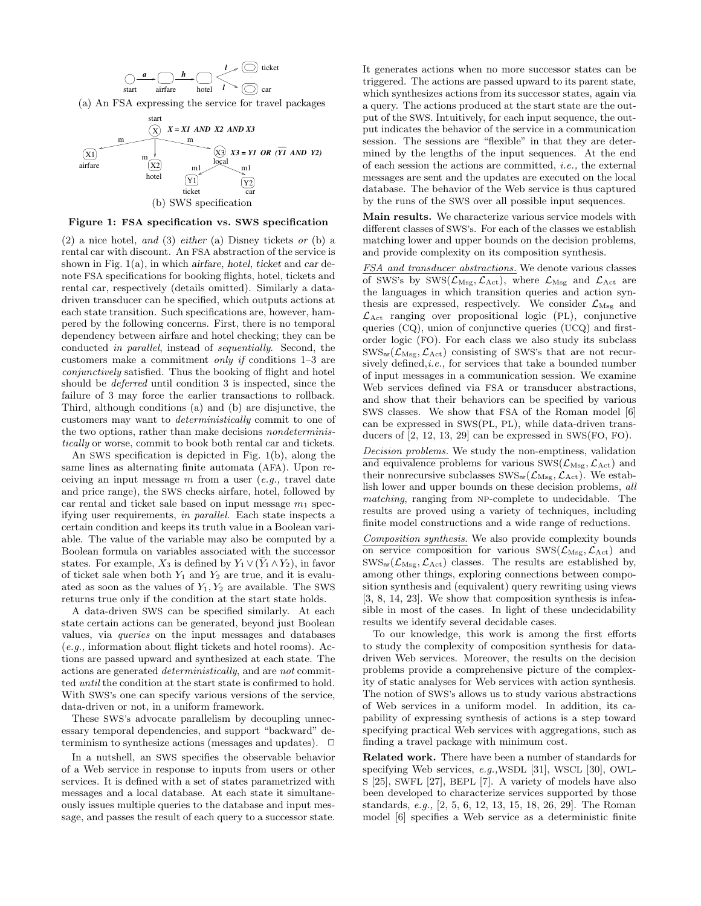(a) An FSA expressing the service for travel packages

(b) SWS specification

**Figure 1: FSA specification vs. SWS specification**

(2) a nice hotel, *and* (3) *either* (a) Disney tickets *or* (b) a rental car with discount. An FSA abstraction of the service is shown in Fig. 1(a), in which airfare, hotel, ticket and car denote FSA specifications for booking flights, hotels, tickets and rental car, respectively (details omitted). Similarly a data-driven transducer can be specified, which outputs actions at each state transition. Such specifications are, however, hampered by the following concerns. First, there is no temporal dependency between airfare and hotel checking; they can be conducted *in parallel*, instead of *sequentially*. Second, the customers make a commitment *only if* conditions 1–3 are *conjunctively* satisfied. Thus the booking of flight and hotel should be *deferred* until condition 3 is inspected, since the failure of 3 may force the earlier transactions to rollback. Third, although conditions (a) and (b) are disjunctive, the customers may want to *deterministically* commit to one of the two options, rather than make decisions *nondeterministically* or worse, commit to book both rental car and tickets.

An SWS specification is depicted in Fig. 1(b), along the same lines as alternating finite automata (AFA). Upon receiving an input message $m$ from a user (*e.g.,* travel date and price range), the SWS checks airfare, hotel, followed by car rental and ticket sale based on input message $m_1$ specifying user requirements, *in parallel*. Each state inspects a certain condition and keeps its truth value in a Boolean variable. The value of the variable may also be computed by a Boolean formula on variables associated with the successor states. For example, $X_3$ is defined by $Y_1 \vee (\bar{Y}_1 \wedge Y_2)$, in favor of ticket sale when both $Y_1$ and $Y_2$ are true, and it is evaluated as soon as the values of $Y_1, Y_2$ are available. The SWS returns true only if the condition at the start state holds.

A data-driven SWS can be specified similarly. At each state certain actions can be generated, beyond just Boolean values, via *queries* on the input messages and databases (*e.g.,* information about flight tickets and hotel rooms). Actions are passed upward and synthesized at each state. The actions are generated *deterministically*, and are *not* committed *until* the condition at the start state is confirmed to hold. With SWS's one can specify various versions of the service, data-driven or not, in a uniform framework.

These SWS's advocate parallelism by decoupling unnecessary temporal dependencies, and support "backward" determinism to synthesize actions (messages and updates). $\Box$

In a nutshell, an SWS specifies the observable behavior of a Web service in response to inputs from users or other services. It is defined with a set of states parametrized with messages and a local database. At each state it simultaneously issues multiple queries to the database and input message, and passes the result of each query to a successor state. It generates actions when no more successor states can be triggered. The actions are passed upward to its parent state, which synthesizes actions from its successor states, again via a query. The actions produced at the start state are the output of the SWS. Intuitively, for each input sequence, the output indicates the behavior of the service in a communication session. The sessions are "flexible" in that they are determined by the lengths of the input sequences. At the end of each session the actions are committed, *i.e.,* the external messages are sent and the updates are executed on the local database. The behavior of the Web service is thus captured by the runs of the SWS over all possible input sequences.

**Main results.** We characterize various service models with different classes of SWS's. For each of the classes we establish matching lower and upper bounds on the decision problems, and provide complexity on its composition synthesis.

FSA and transducer abstractions. We denote various classes of SWS's by SWS($\mathcal{L}_{\text{Msg}}, \mathcal{L}_{\text{Act}}$), where $\mathcal{L}_{\text{Msg}}$ and $\mathcal{L}_{\text{Act}}$ are the languages in which transition queries and action synthesis are expressed, respectively. We consider $\mathcal{L}_{\text{Msg}}$ and $\mathcal{L}_{\text{Act}}$ ranging over propositional logic (PL), conjunctive queries (CQ), union of conjunctive queries (UCQ) and first-order logic (FO). For each class we also study its subclass $\text{SWS}_{\text{nr}}(\mathcal{L}_{\text{Msg}}, \mathcal{L}_{\text{Act}})$ consisting of SWS's that are not recursively defined,*i.e.,* for services that take a bounded number of input messages in a communication session. We examine Web services defined via FSA or transducer abstractions, and show that their behaviors can be specified by various SWS classes. We show that FSA of the Roman model [6] can be expressed in SWS(PL, PL), while data-driven transducers of [2, 12, 13, 29] can be expressed in SWS(FO, FO).

Decision problems. We study the non-emptiness, validation and equivalence problems for various SWS($\mathcal{L}_{\text{Msg}}, \mathcal{L}_{\text{Act}}$) and their nonrecursive subclasses $\text{SWS}_{\text{nr}}(\mathcal{L}_{\text{Msg}}, \mathcal{L}_{\text{Act}})$. We establish lower and upper bounds on these decision problems, *all matching*, ranging from NP-complete to undecidable. The results are proved using a variety of techniques, including finite model constructions and a wide range of reductions.

Composition synthesis. We also provide complexity bounds on service composition for various SWS($\mathcal{L}_{\text{Msg}}, \mathcal{L}_{\text{Act}}$) and $\text{SWS}_{\text{nr}}(\mathcal{L}_{\text{Msg}}, \mathcal{L}_{\text{Act}})$ classes. The results are established by, among other things, exploring connections between composition synthesis and (equivalent) query rewriting using views [3, 8, 14, 23]. We show that composition synthesis is infeasible in most of the cases. In light of these undecidability results we identify several decidable cases.

To our knowledge, this work is among the first efforts to study the complexity of composition synthesis for data-driven Web services. Moreover, the results on the decision problems provide a comprehensive picture of the complexity of static analyses for Web services with action synthesis. The notion of SWS's allows us to study various abstractions of Web services in a uniform model. In addition, its capability of expressing synthesis of actions is a step toward specifying practical Web services with aggregations, such as finding a travel package with minimum cost.

**Related work.** There have been a number of standards for specifying Web services, *e.g.,*WSDL [31], WSCL [30], OWL-S [25], SWFL [27], BEPL [7]. A variety of models have also been developed to characterize services supported by those standards, *e.g.,* [2, 5, 6, 12, 13, 15, 18, 26, 29]. The Roman model [6] specifies a Web service as a deterministic finite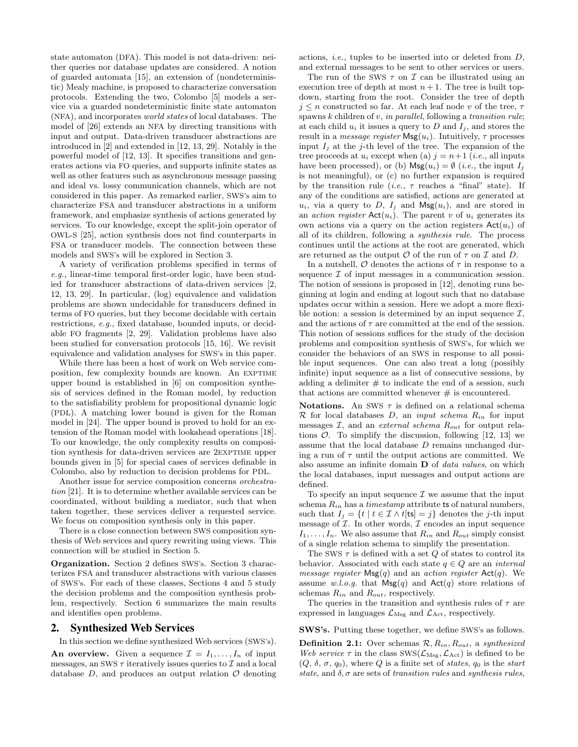state automaton (DFA). This model is not data-driven: neither queries nor database updates are considered. A notion of guarded automata [15], an extension of (nondeterministic) Mealy machine, is proposed to characterize conversation protocols. Extending the two, Colombo [5] models a service via a guarded nondeterministic finite state automaton (NFA), and incorporates *world states* of local databases. The model of [26] extends an NFA by directing transitions with input and output. Data-driven transducer abstractions are introduced in [2] and extended in [12, 13, 29]. Notably is the powerful model of [12, 13]. It specifies transitions and generates actions via FO queries, and supports infinite states as well as other features such as asynchronous message passing and ideal vs. lossy communication channels, which are not considered in this paper. As remarked earlier, SWS's aim to characterize FSA and transducer abstractions in a uniform framework, and emphasize synthesis of actions generated by services. To our knowledge, except the split-join operator of OWL-S [25], action synthesis does not find counterparts in FSA or transducer models. The connection between these models and SWS's will be explored in Section 3.

A variety of verification problems specified in terms of *e.g.,* linear-time temporal first-order logic, have been studied for transducer abstractions of data-driven services [2, 12, 13, 29]. In particular, (log) equivalence and validation problems are shown undecidable for transducers defined in terms of FO queries, but they become decidable with certain restrictions, *e.g.,* fixed database, bounded inputs, or decidable FO fragments [2, 29]. Validation problems have also been studied for conversation protocols [15, 16]. We revisit equivalence and validation analyses for SWS's in this paper.

While there has been a host of work on Web service composition, few complexity bounds are known. An EXPTIME upper bound is established in [6] on composition synthesis of services defined in the Roman model, by reduction to the satisfiability problem for propositional dynamic logic (PDL). A matching lower bound is given for the Roman model in [24]. The upper bound is proved to hold for an extension of the Roman model with lookahead operations [18]. To our knowledge, the only complexity results on composition synthesis for data-driven services are 2EXPTIME upper bounds given in [5] for special cases of services definable in Colombo, also by reduction to decision problems for PDL.

Another issue for service composition concerns *orchestration* [21]. It is to determine whether available services can be coordinated, without building a mediator, such that when taken together, these services deliver a requested service. We focus on composition synthesis only in this paper.

There is a close connection between SWS composition synthesis of Web services and query rewriting using views. This connection will be studied in Section 5.

**Organization.** Section 2 defines SWS's. Section 3 characterizes FSA and transducer abstractions with various classes of SWS's. For each of these classes, Sections 4 and 5 study the decision problems and the composition synthesis problem, respectively. Section 6 summarizes the main results and identifies open problems.

## 2. Synthesized Web Services

In this section we define synthesized Web services (SWS's).

**An overview.** Given a sequence $\mathcal{I} = I_1, \ldots, I_n$ of input messages, an SWS $\tau$ iteratively issues queries to $\mathcal{I}$ and a local database $D$, and produces an output relation $\mathcal{O}$ denoting actions, *i.e.,* tuples to be inserted into or deleted from $D$, and external messages to be sent to other services or users.

The run of the SWS $\tau$ on $\mathcal{I}$ can be illustrated using an execution tree of depth at most $n+1$. The tree is built top-down, starting from the root. Consider the tree of depth $j \leq n$ constructed so far. At each leaf node $v$ of the tree, $\tau$ spawns $k$ children of $v$, *in parallel*, following a *transition rule*; at each child $u_i$ it issues a query to $D$ and $I_j$, and stores the result in a *message register* $\mathsf{Msg}(u_i)$. Intuitively, $\tau$ processes input $I_j$ at the $j$-th level of the tree. The expansion of the tree proceeds at $u_i$ except when (a) $j = n+1$ (*i.e.,* all inputs have been processed), or (b) $\mathsf{Msg}(u_i) = \emptyset$ (*i.e.,* the input $I_j$ is not meaningful), or (c) no further expansion is required by the transition rule (*i.e.,* $\tau$ reaches a "final" state). If any of the conditions are satisfied, actions are generated at $u_i$, via a query to $D$, $I_j$ and $\mathsf{Msg}(u_i)$, and are stored in an *action register* $\mathsf{Act}(u_i)$. The parent $v$ of $u_i$ generates its own actions via a query on the action registers $\mathsf{Act}(u_i)$ of all of its children, following a *synthesis rule*. The process continues until the actions at the root are generated, which are returned as the output $\mathcal{O}$ of the run of $\tau$ on $\mathcal{I}$ and $D$.

In a nutshell, $\mathcal{O}$ denotes the actions of $\tau$ in response to a sequence $\mathcal{I}$ of input messages in a communication session. The notion of sessions is proposed in [12], denoting runs beginning at login and ending at logout such that no database updates occur within a session. Here we adopt a more flexible notion: a session is determined by an input sequence $\mathcal{I}$, and the actions of $\tau$ are committed at the end of the session. This notion of sessions suffices for the study of the decision problems and composition synthesis of SWS's, for which we consider the behaviors of an SWS in response to all possible input sequences. One can also treat a long (possibly infinite) input sequence as a list of consecutive sessions, by adding a delimiter # to indicate the end of a session, such that actions are committed whenever # is encountered.

**Notations.** An SWS $\tau$ is defined on a relational schema $\mathcal{R}$ for local databases $D$, an *input schema* $R_{in}$ for input messages $\mathcal{I}$, and an *external schema* $R_{out}$ for output relations $\mathcal{O}$. To simplify the discussion, following [12, 13] we assume that the local database $D$ remains unchanged during a run of $\tau$ until the output actions are committed. We also assume an infinite domain $\mathbf{D}$ of *data values*, on which the local databases, input messages and output actions are defined.

To specify an input sequence $\mathcal{I}$ we assume that the input schema $R_{in}$ has a *timestamp* attribute $\mathsf{ts}$ of natural numbers, such that $I_j = \{t \mid t \in \mathcal{I} \wedge t[\mathsf{ts}] = j\}$ denotes the $j$-th input message of $\mathcal{I}$. In other words, $\mathcal{I}$ encodes an input sequence $I_1, \ldots, I_n$. We also assume that $R_{in}$ and $R_{out}$ simply consist of a single relation schema to simplify the presentation.

The SWS $\tau$ is defined with a set $Q$ of states to control its behavior. Associated with each state $q \in Q$ are an *internal message register* $\mathsf{Msg}(q)$ and an *action register* $\mathsf{Act}(q)$. We assume *w.l.o.g.* that $\mathsf{Msg}(q)$ and $\mathsf{Act}(q)$ store relations of schemas $R_{in}$ and $R_{out}$, respectively.

The queries in the transition and synthesis rules of $\tau$ are expressed in languages $\mathcal{L}_{\rm Msg}$ and $\mathcal{L}_{\rm Act}$, respectively.

**SWS's.** Putting these together, we define SWS's as follows.

**Definition 2.1:** Over schemas $\mathcal{R}, R_{in}, R_{out}$, a *synthesized Web service* $\tau$ in the class SWS($\mathcal{L}_{\rm Msg}, \mathcal{L}_{\rm Act}$) is defined to be $(Q, \delta, \sigma, q_0)$, where $Q$ is a finite set of *states*, $q_0$ is the *start state*, and $\delta, \sigma$ are sets of *transition rules* and *synthesis rules*,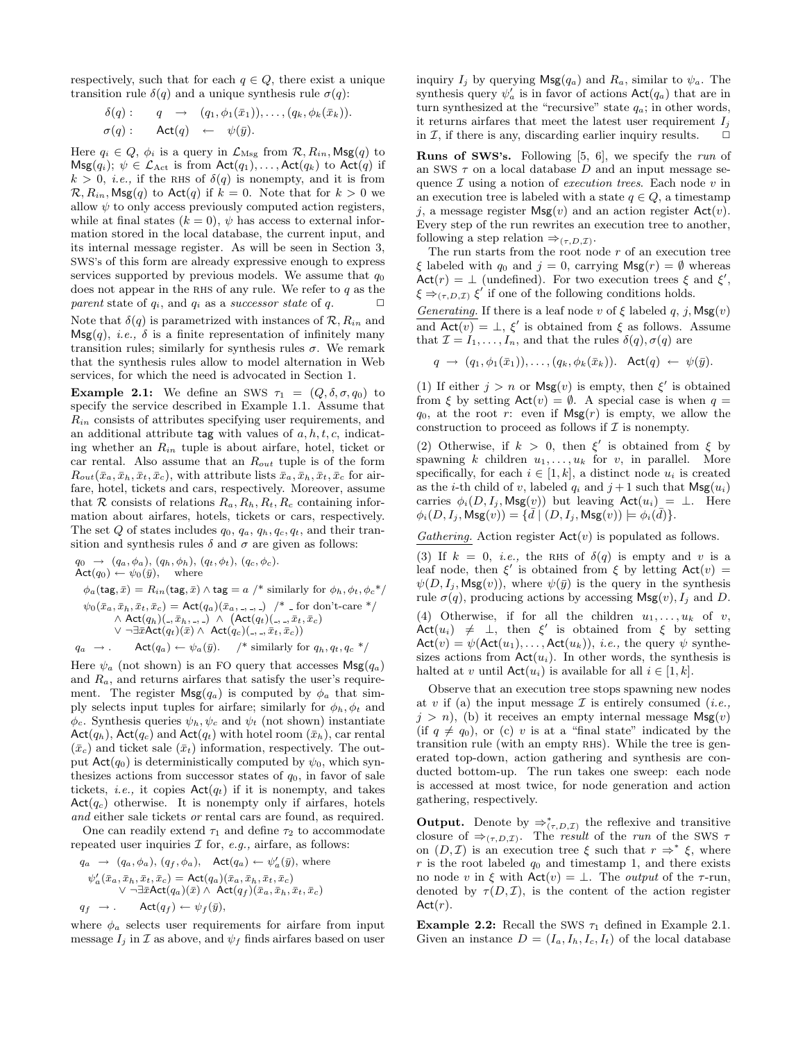respectively, such that for each $q \in Q$, there exist a unique transition rule $\delta(q)$ and a unique synthesis rule $\sigma(q)$:

$$\delta(q): \quad q \;\rightarrow\; (q_1, \phi_1(\bar{x}_1)), \ldots, (q_k, \phi_k(\bar{x}_k)).$$
$$\sigma(q): \quad \mathsf{Act}(q) \;\leftarrow\; \psi(\bar{y}).$$

Here $q_i \in Q$, $\phi_i$ is a query in $\mathcal{L}_{\text{Msg}}$ from $\mathcal{R}, R_{in}, \mathsf{Msg}(q)$ to $\mathsf{Msg}(q_i)$; $\psi \in \mathcal{L}_{\text{Act}}$ is from $\mathsf{Act}(q_1), \ldots, \mathsf{Act}(q_k)$ to $\mathsf{Act}(q)$ if $k > 0$, *i.e.,* if the RHS of $\delta(q)$ is nonempty, and it is from $\mathcal{R}, R_{in}, \mathsf{Msg}(q)$ to $\mathsf{Act}(q)$ if $k = 0$. Note that for $k > 0$ we allow $\psi$ to only access previously computed action registers, while at final states ($k = 0$), $\psi$ has access to external information stored in the local database, the current input, and its internal message register. As will be seen in Section 3, SWS's of this form are already expressive enough to express services supported by previous models. We assume that $q_0$ does not appear in the RHS of any rule. We refer to $q$ as the *parent* state of $q_i$, and $q_i$ as a *successor state* of $q$. □

Note that $\delta(q)$ is parametrized with instances of $\mathcal{R}, R_{in}$ and $\mathsf{Msg}(q)$, *i.e.,* $\delta$ is a finite representation of infinitely many transition rules; similarly for synthesis rules $\sigma$. We remark that the synthesis rules allow to model alternation in Web services, for which the need is advocated in Section 1.

**Example 2.1:** We define an SWS $\tau_1 = (Q, \delta, \sigma, q_0)$ to specify the service described in Example 1.1. Assume that $R_{in}$ consists of attributes specifying user requirements, and an additional attribute $\mathsf{tag}$ with values of $a, h, t, c$, indicating whether an $R_{in}$ tuple is about airfare, hotel, ticket or car rental. Also assume that an $R_{out}$ tuple is of the form $R_{out}(\bar{x}_a, \bar{x}_h, \bar{x}_t, \bar{x}_c)$, with attribute lists $\bar{x}_a, \bar{x}_h, \bar{x}_t, \bar{x}_c$ for airfare, hotel, tickets and cars, respectively. Moreover, assume that $\mathcal{R}$ consists of relations $R_a, R_h, R_t, R_c$ containing information about airfares, hotels, tickets or cars, respectively. The set $Q$ of states includes $q_0$, $q_a$, $q_h$, $q_c$, $q_t$, and their transition and synthesis rules $\delta$ and $\sigma$ are given as follows:

$q_0 \;\rightarrow\; (q_a, \phi_a), (q_h, \phi_h), (q_t, \phi_t), (q_c, \phi_c).$
$\mathsf{Act}(q_0) \leftarrow \psi_0(\bar{y}), \quad$ where

$\phi_a(\mathsf{tag}, \bar{x}) = R_{in}(\mathsf{tag}, \bar{x}) \wedge \mathsf{tag} = a$ /* similarly for $\phi_h, \phi_t, \phi_c$ */

$\psi_0(\bar{x}_a, \bar{x}_h, \bar{x}_t, \bar{x}_c) = \mathsf{Act}(q_a)(\bar{x}_a, \_, \_, \_)$ /* _ for don't-care */
$\quad \wedge\ \mathsf{Act}(q_h)(\_, \bar{x}_h, \_, \_) \ \wedge\ (\mathsf{Act}(q_t)(\_, \_, \bar{x}_t, \bar{x}_c)$
$\quad \vee\ \neg \exists \bar{x} \mathsf{Act}(q_t)(\bar{x}) \wedge\ \mathsf{Act}(q_c)(\_, \_, \bar{x}_t, \bar{x}_c))$

$q_a \;\rightarrow . \qquad \mathsf{Act}(q_a) \leftarrow \psi_a(\bar{y}). \quad$ /* similarly for $q_h, q_t, q_c$ */

Here $\psi_a$ (not shown) is an FO query that accesses $\mathsf{Msg}(q_a)$ and $R_a$, and returns airfares that satisfy the user's requirement. The register $\mathsf{Msg}(q_a)$ is computed by $\phi_a$ that simply selects input tuples for airfare; similarly for $\phi_h, \phi_t$ and $\phi_c$. Synthesis queries $\psi_h, \psi_c$ and $\psi_t$ (not shown) instantiate $\mathsf{Act}(q_h)$, $\mathsf{Act}(q_c)$ and $\mathsf{Act}(q_t)$ with hotel room ($\bar{x}_h$), car rental ($\bar{x}_c$) and ticket sale ($\bar{x}_t$) information, respectively. The output $\mathsf{Act}(q_0)$ is deterministically computed by $\psi_0$, which synthesizes actions from successor states of $q_0$, in favor of sale tickets, *i.e.,* it copies $\mathsf{Act}(q_t)$ if it is nonempty, and takes $\mathsf{Act}(q_c)$ otherwise. It is nonempty only if airfares, hotels *and* either sale tickets *or* rental cars are found, as required.

One can readily extend $\tau_1$ and define $\tau_2$ to accommodate repeated user inquiries $\mathcal{I}$ for, *e.g.,* airfare, as follows:

$q_a \;\rightarrow\; (q_a, \phi_a), (q_f, \phi_a), \quad \mathsf{Act}(q_a) \leftarrow \psi'_a(\bar{y}),$ where
$\psi'_a(\bar{x}_a, \bar{x}_h, \bar{x}_t, \bar{x}_c) = \mathsf{Act}(q_a)(\bar{x}_a, \bar{x}_h, \bar{x}_t, \bar{x}_c)$
$\quad \vee\ \neg \exists \bar{x} \mathsf{Act}(q_a)(\bar{x}) \wedge\ \mathsf{Act}(q_f)(\bar{x}_a, \bar{x}_h, \bar{x}_t, \bar{x}_c)$

$q_f \;\rightarrow . \qquad \mathsf{Act}(q_f) \leftarrow \psi_f(\bar{y}),$

where $\phi_a$ selects user requirements for airfare from input message $I_j$ in $\mathcal{I}$ as above, and $\psi_f$ finds airfares based on user inquiry $I_j$ by querying $\mathsf{Msg}(q_a)$ and $R_a$, similar to $\psi_a$. The synthesis query $\psi'_a$ is in favor of actions $\mathsf{Act}(q_a)$ that are in turn synthesized at the "recursive" state $q_a$; in other words, it returns airfares that meet the latest user requirement $I_j$ in $\mathcal{I}$, if there is any, discarding earlier inquiry results. □

**Runs of SWS's.** Following [5, 6], we specify the *run* of an SWS $\tau$ on a local database $D$ and an input message sequence $\mathcal{I}$ using a notion of *execution trees*. Each node $v$ in an execution tree is labeled with a state $q \in Q$, a timestamp $j$, a message register $\mathsf{Msg}(v)$ and an action register $\mathsf{Act}(v)$. Every step of the run rewrites an execution tree to another, following a step relation $\Rightarrow_{(\tau, D, \mathcal{I})}$.

The run starts from the root node $r$ of an execution tree $\xi$ labeled with $q_0$ and $j = 0$, carrying $\mathsf{Msg}(r) = \emptyset$ whereas $\mathsf{Act}(r) = \perp$ (undefined). For two execution trees $\xi$ and $\xi'$, $\xi \Rightarrow_{(\tau, D, \mathcal{I})} \xi'$ if one of the following conditions holds.

<u>*Generating.*</u> If there is a leaf node $v$ of $\xi$ labeled $q$, $j$, $\mathsf{Msg}(v)$ and $\mathsf{Act}(v) = \perp$, $\xi'$ is obtained from $\xi$ as follows. Assume that $\mathcal{I} = I_1, \ldots, I_n$, and that the rules $\delta(q), \sigma(q)$ are

$$q \;\rightarrow\; (q_1, \phi_1(\bar{x}_1)), \ldots, (q_k, \phi_k(\bar{x}_k)). \quad \mathsf{Act}(q) \;\leftarrow\; \psi(\bar{y}).$$

(1) If either $j > n$ or $\mathsf{Msg}(v)$ is empty, then $\xi'$ is obtained from $\xi$ by setting $\mathsf{Act}(v) = \emptyset$. A special case is when $q = q_0$, at the root $r$: even if $\mathsf{Msg}(r)$ is empty, we allow the construction to proceed as follows if $\mathcal{I}$ is nonempty.

(2) Otherwise, if $k > 0$, then $\xi'$ is obtained from $\xi$ by spawning $k$ children $u_1, \ldots, u_k$ for $v$, in parallel. More specifically, for each $i \in [1, k]$, a distinct node $u_i$ is created as the $i$-th child of $v$, labeled $q_i$ and $j + 1$ such that $\mathsf{Msg}(u_i)$ carries $\phi_i(D, I_j, \mathsf{Msg}(v))$ but leaving $\mathsf{Act}(u_i) = \perp$. Here $\phi_i(D, I_j, \mathsf{Msg}(v)) = \{\bar{d} \mid (D, I_j, \mathsf{Msg}(v)) \models \phi_i(\bar{d})\}$.

<u>*Gathering.*</u> Action register $\mathsf{Act}(v)$ is populated as follows.

(3) If $k = 0$, *i.e.,* the RHS of $\delta(q)$ is empty and $v$ is a leaf node, then $\xi'$ is obtained from $\xi$ by letting $\mathsf{Act}(v) = \psi(D, I_j, \mathsf{Msg}(v))$, where $\psi(\bar{y})$ is the query in the synthesis rule $\sigma(q)$, producing actions by accessing $\mathsf{Msg}(v)$, $I_j$ and $D$.

(4) Otherwise, if for all the children $u_1, \ldots, u_k$ of $v$, $\mathsf{Act}(u_i) \neq \perp$, then $\xi'$ is obtained from $\xi$ by setting $\mathsf{Act}(v) = \psi(\mathsf{Act}(u_1), \ldots, \mathsf{Act}(u_k))$, *i.e.,* the query $\psi$ synthesizes actions from $\mathsf{Act}(u_i)$. In other words, the synthesis is halted at $v$ until $\mathsf{Act}(u_i)$ is available for all $i \in [1, k]$.

Observe that an execution tree stops spawning new nodes at $v$ if (a) the input message $\mathcal{I}$ is entirely consumed (*i.e.,* $j > n$), (b) it receives an empty internal message $\mathsf{Msg}(v)$ (if $q \neq q_0$), or (c) $v$ is at a "final state" indicated by the transition rule (with an empty RHS). While the tree is generated top-down, action gathering and synthesis are conducted bottom-up. The run takes one sweep: each node is accessed at most twice, for node generation and action gathering, respectively.

**Output.** Denote by $\Rightarrow^*_{(\tau, D, \mathcal{I})}$ the reflexive and transitive closure of $\Rightarrow_{(\tau, D, \mathcal{I})}$. The *result* of the *run* of the SWS $\tau$ on $(D, \mathcal{I})$ is an execution tree $\xi$ such that $r \Rightarrow^* \xi$, where $r$ is the root labeled $q_0$ and timestamp 1, and there exists no node $v$ in $\xi$ with $\mathsf{Act}(v) = \perp$. The *output* of the $\tau$-run, denoted by $\tau(D, \mathcal{I})$, is the content of the action register $\mathsf{Act}(r)$.

**Example 2.2:** Recall the SWS $\tau_1$ defined in Example 2.1. Given an instance $D = (I_a, I_h, I_c, I_t)$ of the local database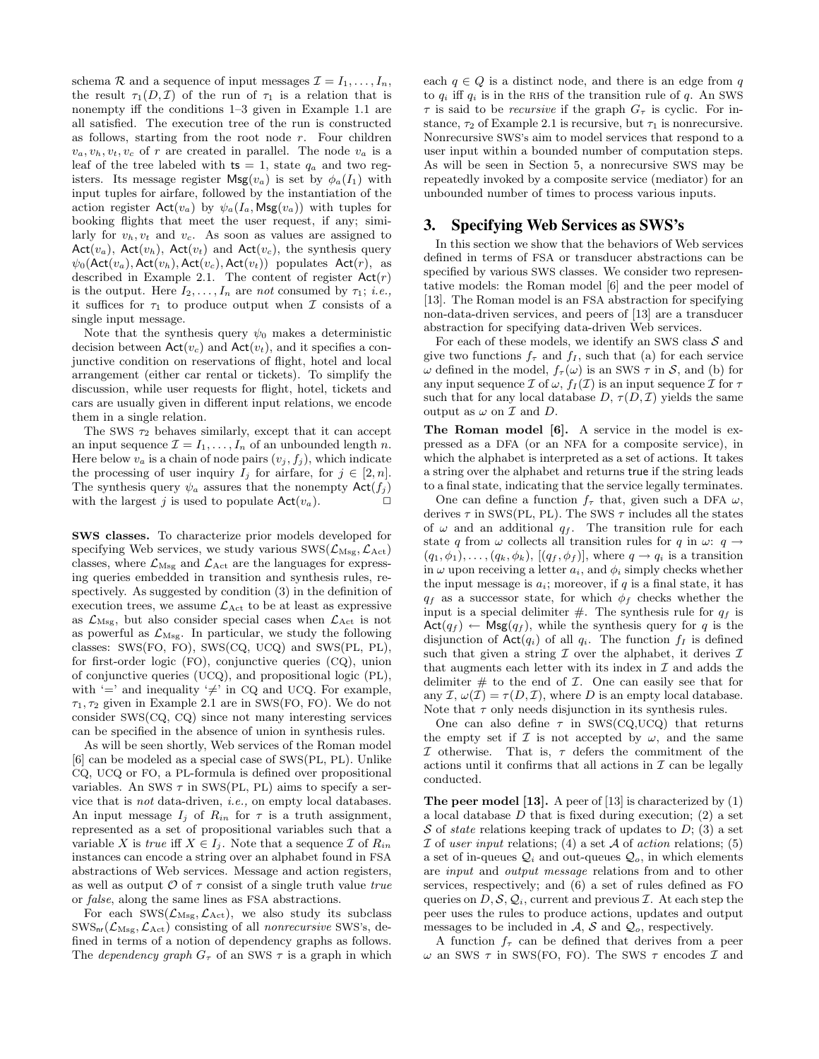schema $\mathcal{R}$ and a sequence of input messages $\mathcal{I} = I_1, \ldots, I_n$, the result $\tau_1(D, \mathcal{I})$ of the run of $\tau_1$ is a relation that is nonempty iff the conditions 1–3 given in Example 1.1 are all satisfied. The execution tree of the run is constructed as follows, starting from the root node $r$. Four children $v_a, v_h, v_t, v_c$ of $r$ are created in parallel. The node $v_a$ is a leaf of the tree labeled with $\mathsf{ts} = 1$, state $q_a$ and two registers. Its message register $\mathsf{Msg}(v_a)$ is set by $\phi_a(I_1)$ with input tuples for airfare, followed by the instantiation of the action register $\mathsf{Act}(v_a)$ by $\psi_a(I_a, \mathsf{Msg}(v_a))$ with tuples for booking flights that meet the user request, if any; similarly for $v_h, v_t$ and $v_c$. As soon as values are assigned to $\mathsf{Act}(v_a)$, $\mathsf{Act}(v_h)$, $\mathsf{Act}(v_t)$ and $\mathsf{Act}(v_c)$, the synthesis query $\psi_0(\mathsf{Act}(v_a), \mathsf{Act}(v_h), \mathsf{Act}(v_c), \mathsf{Act}(v_t))$ populates $\mathsf{Act}(r)$, as described in Example 2.1. The content of register $\mathsf{Act}(r)$ is the output. Here $I_2, \ldots, I_n$ are *not* consumed by $\tau_1$; *i.e.*, it suffices for $\tau_1$ to produce output when $\mathcal{I}$ consists of a single input message.

Note that the synthesis query $\psi_0$ makes a deterministic decision between $\mathsf{Act}(v_c)$ and $\mathsf{Act}(v_t)$, and it specifies a conjunctive condition on reservations of flight, hotel and local arrangement (either car rental or tickets). To simplify the discussion, while user requests for flight, hotel, tickets and cars are usually given in different input relations, we encode them in a single relation.

The SWS $\tau_2$ behaves similarly, except that it can accept an input sequence $\mathcal{I} = I_1, \ldots, I_n$ of an unbounded length $n$. Here below $v_a$ is a chain of node pairs $(v_j, f_j)$, which indicate the processing of user inquiry $I_j$ for airfare, for $j \in [2, n]$. The synthesis query $\psi_a$ assures that the nonempty $\mathsf{Act}(f_j)$ with the largest $j$ is used to populate $\mathsf{Act}(v_a)$. □

**SWS classes.** To characterize prior models developed for specifying Web services, we study various SWS($\mathcal{L}_{\rm Msg}, \mathcal{L}_{\rm Act}$) classes, where $\mathcal{L}_{\rm Msg}$ and $\mathcal{L}_{\rm Act}$ are the languages for expressing queries embedded in transition and synthesis rules, respectively. As suggested by condition (3) in the definition of execution trees, we assume $\mathcal{L}_{\rm Act}$ to be at least as expressive as $\mathcal{L}_{\rm Msg}$, but also consider special cases when $\mathcal{L}_{\rm Act}$ is not as powerful as $\mathcal{L}_{\rm Msg}$. In particular, we study the following classes: SWS(FO, FO), SWS(CQ, UCQ) and SWS(PL, PL), for first-order logic (FO), conjunctive queries (CQ), union of conjunctive queries (UCQ), and propositional logic (PL), with '$=$' and inequality '$\neq$' in CQ and UCQ. For example, $\tau_1, \tau_2$ given in Example 2.1 are in SWS(FO, FO). We do not consider SWS(CQ, CQ) since not many interesting services can be specified in the absence of union in synthesis rules.

As will be seen shortly, Web services of the Roman model [6] can be modeled as a special case of SWS(PL, PL). Unlike CQ, UCQ or FO, a PL-formula is defined over propositional variables. An SWS $\tau$ in SWS(PL, PL) aims to specify a service that is *not* data-driven, *i.e.*, on empty local databases. An input message $I_j$ of $R_{in}$ for $\tau$ is a truth assignment, represented as a set of propositional variables such that a variable $X$ is *true* iff $X \in I_j$. Note that a sequence $\mathcal{I}$ of $R_{in}$ instances can encode a string over an alphabet found in FSA abstractions of Web services. Message and action registers, as well as output $\mathcal{O}$ of $\tau$ consist of a single truth value *true* or *false*, along the same lines as FSA abstractions.

For each SWS($\mathcal{L}_{\rm Msg}, \mathcal{L}_{\rm Act}$), we also study its subclass $\text{SWS}_{\sf nr}(\mathcal{L}_{\rm Msg}, \mathcal{L}_{\rm Act})$ consisting of all *nonrecursive* SWS's, defined in terms of a notion of dependency graphs as follows. The *dependency graph* $G_\tau$ of an SWS $\tau$ is a graph in which each $q \in Q$ is a distinct node, and there is an edge from $q$ to $q_i$ iff $q_i$ is in the RHS of the transition rule of $q$. An SWS $\tau$ is said to be *recursive* if the graph $G_\tau$ is cyclic. For instance, $\tau_2$ of Example 2.1 is recursive, but $\tau_1$ is nonrecursive. Nonrecursive SWS's aim to model services that respond to a user input within a bounded number of computation steps. As will be seen in Section 5, a nonrecursive SWS may be repeatedly invoked by a composite service (mediator) for an unbounded number of times to process various inputs.

## 3. Specifying Web Services as SWS's

In this section we show that the behaviors of Web services defined in terms of FSA or transducer abstractions can be specified by various SWS classes. We consider two representative models: the Roman model [6] and the peer model of [13]. The Roman model is an FSA abstraction for specifying non-data-driven services, and peers of [13] are a transducer abstraction for specifying data-driven Web services.

For each of these models, we identify an SWS class $\mathcal{S}$ and give two functions $f_\tau$ and $f_I$, such that (a) for each service $\omega$ defined in the model, $f_\tau(\omega)$ is an SWS $\tau$ in $\mathcal{S}$, and (b) for any input sequence $\mathcal{I}$ of $\omega$, $f_I(\mathcal{I})$ is an input sequence $\mathcal{I}$ for $\tau$ such that for any local database $D$, $\tau(D, \mathcal{I})$ yields the same output as $\omega$ on $\mathcal{I}$ and $D$.

**The Roman model [6].** A service in the model is expressed as a DFA (or an NFA for a composite service), in which the alphabet is interpreted as a set of actions. It takes a string over the alphabet and returns true if the string leads to a final state, indicating that the service legally terminates.

One can define a function $f_\tau$ that, given such a DFA $\omega$, derives $\tau$ in SWS(PL, PL). The SWS $\tau$ includes all the states of $\omega$ and an additional $q_f$. The transition rule for each state $q$ from $\omega$ collects all transition rules for $q$ in $\omega$: $q \to (q_1, \phi_1), \ldots, (q_k, \phi_k), [(q_f, \phi_f)]$, where $q \to q_i$ is a transition in $\omega$ upon receiving a letter $a_i$, and $\phi_i$ simply checks whether the input message is $a_i$; moreover, if $q$ is a final state, it has $q_f$ as a successor state, for which $\phi_f$ checks whether the input is a special delimiter #. The synthesis rule for $q_f$ is $\mathsf{Act}(q_f) \leftarrow \mathsf{Msg}(q_f)$, while the synthesis query for $q$ is the disjunction of $\mathsf{Act}(q_i)$ of all $q_i$. The function $f_I$ is defined such that given a string $\mathcal{I}$ over the alphabet, it derives $\mathcal{I}$ that augments each letter with its index in $\mathcal{I}$ and adds the delimiter # to the end of $\mathcal{I}$. One can easily see that for any $\mathcal{I}$, $\omega(\mathcal{I}) = \tau(D, \mathcal{I})$, where $D$ is an empty local database. Note that $\tau$ only needs disjunction in its synthesis rules.

One can also define $\tau$ in SWS(CQ,UCQ) that returns the empty set if $\mathcal{I}$ is not accepted by $\omega$, and the same $\mathcal{I}$ otherwise. That is, $\tau$ defers the commitment of the actions until it confirms that all actions in $\mathcal{I}$ can be legally conducted.

**The peer model [13].** A peer of [13] is characterized by (1) a local database $D$ that is fixed during execution; (2) a set $\mathcal{S}$ of *state* relations keeping track of updates to $D$; (3) a set $\mathcal{I}$ of *user input* relations; (4) a set $\mathcal{A}$ of *action* relations; (5) a set of in-queues $\mathcal{Q}_i$ and out-queues $\mathcal{Q}_o$, in which elements are *input* and *output message* relations from and to other services, respectively; and (6) a set of rules defined as FO queries on $D, \mathcal{S}, \mathcal{Q}_i$, current and previous $\mathcal{I}$. At each step the peer uses the rules to produce actions, updates and output messages to be included in $\mathcal{A}$, $\mathcal{S}$ and $\mathcal{Q}_o$, respectively.

A function $f_\tau$ can be defined that derives from a peer $\omega$ an SWS $\tau$ in SWS(FO, FO). The SWS $\tau$ encodes $\mathcal{I}$ and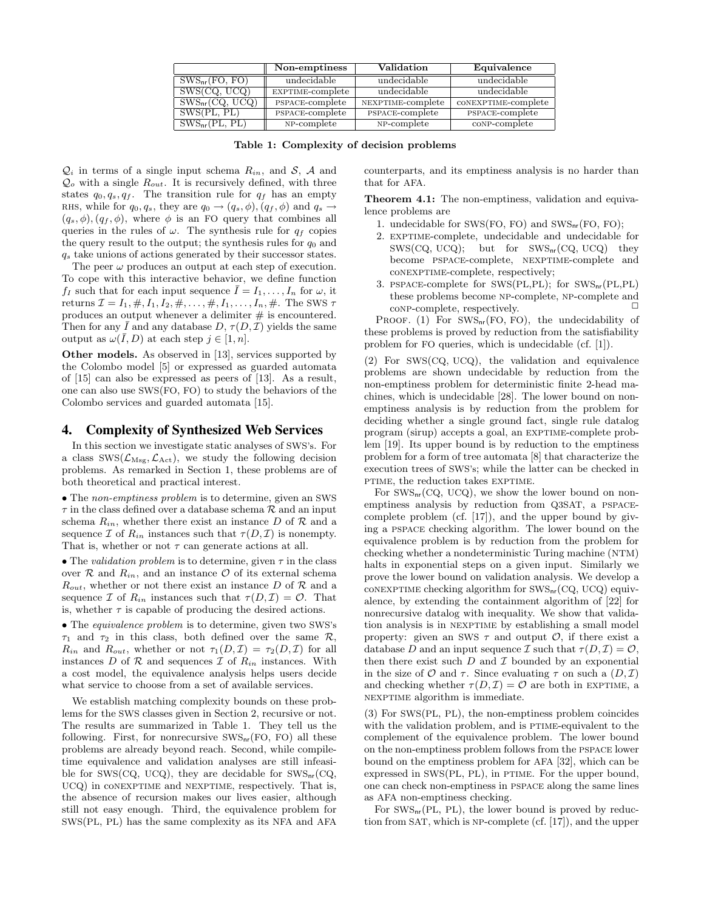|  | Non-emptiness | Validation | Equivalence |
|---|---|---|---|
| $\text{SWS}_{\text{nr}}(\text{FO, FO})$ | undecidable | undecidable | undecidable |
| SWS(CQ, UCQ) | EXPTIME-complete | undecidable | undecidable |
| $\text{SWS}_{\text{nr}}(\text{CQ, UCQ})$ | PSPACE-complete | NEXPTIME-complete | coNEXPTIME-complete |
| SWS(PL, PL) | PSPACE-complete | PSPACE-complete | PSPACE-complete |
| $\text{SWS}_{\text{nr}}(\text{PL, PL})$ | NP-complete | NP-complete | coNP-complete |

**Table 1: Complexity of decision problems**

$\mathcal{Q}_i$ in terms of a single input schema $R_{in}$, and $\mathcal{S}$, $\mathcal{A}$ and $\mathcal{Q}_o$ with a single $R_{out}$. It is recursively defined, with three states $q_0, q_s, q_f$. The transition rule for $q_f$ has an empty RHS, while for $q_0, q_s$, they are $q_0 \to (q_s, \phi), (q_f, \phi)$ and $q_s \to (q_s, \phi), (q_f, \phi)$, where $\phi$ is an FO query that combines all queries in the rules of $\omega$. The synthesis rule for $q_f$ copies the query result to the output; the synthesis rules for $q_0$ and $q_s$ take unions of actions generated by their successor states.

The peer $\omega$ produces an output at each step of execution. To cope with this interactive behavior, we define function $f_I$ such that for each input sequence $\bar{I} = I_1, \ldots, I_n$ for $\omega$, it returns $\mathcal{I} = I_1, \#, I_1, I_2, \#, \ldots, \#, I_1, \ldots, I_n, \#$. The SWS $\tau$ produces an output whenever a delimiter $\#$ is encountered. Then for any $\bar{I}$ and any database $D$, $\tau(D, \mathcal{I})$ yields the same output as $\omega(\bar{I}, D)$ at each step $j \in [1, n]$.

**Other models.** As observed in [13], services supported by the Colombo model [5] or expressed as guarded automata of [15] can also be expressed as peers of [13]. As a result, one can also use SWS(FO, FO) to study the behaviors of the Colombo services and guarded automata [15].

## 4. Complexity of Synthesized Web Services

In this section we investigate static analyses of SWS's. For a class $\text{SWS}(\mathcal{L}_{\text{Msg}}, \mathcal{L}_{\text{Act}})$, we study the following decision problems. As remarked in Section 1, these problems are of both theoretical and practical interest.

• The *non-emptiness problem* is to determine, given an SWS $\tau$ in the class defined over a database schema $\mathcal{R}$ and an input schema $R_{in}$, whether there exist an instance $D$ of $\mathcal{R}$ and a sequence $\mathcal{I}$ of $R_{in}$ instances such that $\tau(D, \mathcal{I})$ is nonempty. That is, whether or not $\tau$ can generate actions at all.

• The *validation problem* is to determine, given $\tau$ in the class over $\mathcal{R}$ and $R_{in}$, and an instance $\mathcal{O}$ of its external schema $R_{out}$, whether or not there exist an instance $D$ of $\mathcal{R}$ and a sequence $\mathcal{I}$ of $R_{in}$ instances such that $\tau(D, \mathcal{I}) = \mathcal{O}$. That is, whether $\tau$ is capable of producing the desired actions.

• The *equivalence problem* is to determine, given two SWS's $\tau_1$ and $\tau_2$ in this class, both defined over the same $\mathcal{R}$, $R_{in}$ and $R_{out}$, whether or not $\tau_1(D, \mathcal{I}) = \tau_2(D, \mathcal{I})$ for all instances $D$ of $\mathcal{R}$ and sequences $\mathcal{I}$ of $R_{in}$ instances. With a cost model, the equivalence analysis helps users decide what service to choose from a set of available services.

We establish matching complexity bounds on these problems for the SWS classes given in Section 2, recursive or not. The results are summarized in Table 1. They tell us the following. First, for nonrecursive $\text{SWS}_{\text{nr}}(\text{FO, FO})$ all these problems are already beyond reach. Second, while compile-time equivalence and validation analyses are still infeasible for SWS(CQ, UCQ), they are decidable for $\text{SWS}_{\text{nr}}(\text{CQ, UCQ})$ in coNEXPTIME and NEXPTIME, respectively. That is, the absence of recursion makes our lives easier, although still not easy enough. Third, the equivalence problem for SWS(PL, PL) has the same complexity as its NFA and AFA counterparts, and its emptiness analysis is no harder than that for AFA.

**Theorem 4.1:** The non-emptiness, validation and equivalence problems are

1. undecidable for SWS(FO, FO) and $\text{SWS}_{\text{nr}}(\text{FO, FO})$;
2. EXPTIME-complete, undecidable and undecidable for SWS(CQ, UCQ); but for $\text{SWS}_{\text{nr}}(\text{CQ, UCQ})$ they become PSPACE-complete, NEXPTIME-complete and coNEXPTIME-complete, respectively;
3. PSPACE-complete for SWS(PL,PL); for $\text{SWS}_{\text{nr}}(\text{PL,PL})$ these problems become NP-complete, NP-complete and coNP-complete, respectively. □

PROOF. (1) For $\text{SWS}_{\text{nr}}(\text{FO, FO})$, the undecidability of these problems is proved by reduction from the satisfiability problem for FO queries, which is undecidable (cf. [1]).

(2) For SWS(CQ, UCQ), the validation and equivalence problems are shown undecidable by reduction from the non-emptiness problem for deterministic finite 2-head machines, which is undecidable [28]. The lower bound on non-emptiness analysis is by reduction from the problem for deciding whether a single ground fact, single rule datalog program (sirup) accepts a goal, an EXPTIME-complete problem [19]. Its upper bound is by reduction to the emptiness problem for a form of tree automata [8] that characterize the execution trees of SWS's; while the latter can be checked in PTIME, the reduction takes EXPTIME.

For $\text{SWS}_{\text{nr}}(\text{CQ, UCQ})$, we show the lower bound on non-emptiness analysis by reduction from Q3SAT, a PSPACE-complete problem (cf. [17]), and the upper bound by giving a PSPACE checking algorithm. The lower bound on the equivalence problem is by reduction from the problem for checking whether a nondeterministic Turing machine (NTM) halts in exponential steps on a given input. Similarly we prove the lower bound on validation analysis. We develop a coNEXPTIME checking algorithm for $\text{SWS}_{\text{nr}}(\text{CQ, UCQ})$ equivalence, by extending the containment algorithm of [22] for nonrecursive datalog with inequality. We show that validation analysis is in NEXPTIME by establishing a small model property: given an SWS $\tau$ and output $\mathcal{O}$, if there exist a database $D$ and an input sequence $\mathcal{I}$ such that $\tau(D, \mathcal{I}) = \mathcal{O}$, then there exist such $D$ and $\mathcal{I}$ bounded by an exponential in the size of $\mathcal{O}$ and $\tau$. Since evaluating $\tau$ on such a $(D, \mathcal{I})$ and checking whether $\tau(D, \mathcal{I}) = \mathcal{O}$ are both in EXPTIME, a NEXPTIME algorithm is immediate.

(3) For SWS(PL, PL), the non-emptiness problem coincides with the validation problem, and is PTIME-equivalent to the complement of the equivalence problem. The lower bound on the non-emptiness problem follows from the PSPACE lower bound on the emptiness problem for AFA [32], which can be expressed in SWS(PL, PL), in PTIME. For the upper bound, one can check non-emptiness in PSPACE along the same lines as AFA non-emptiness checking.

For $\text{SWS}_{\text{nr}}(\text{PL, PL})$, the lower bound is proved by reduction from SAT, which is NP-complete (cf. [17]), and the upper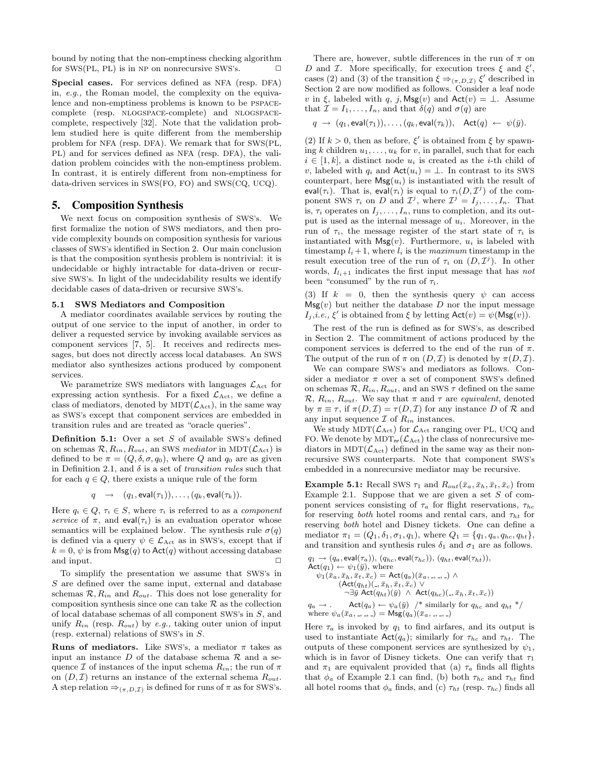bound by noting that the non-emptiness checking algorithm for SWS(PL, PL) is in NP on nonrecursive SWS's. □

**Special cases.** For services defined as NFA (resp. DFA) in, *e.g.,* the Roman model, the complexity on the equivalence and non-emptiness problems is known to be PSPACE-complete (resp. NLOGSPACE-complete) and NLOGSPACE-complete, respectively [32]. Note that the validation problem studied here is quite different from the membership problem for NFA (resp. DFA). We remark that for SWS(PL, PL) and for services defined as NFA (resp. DFA), the validation problem coincides with the non-emptiness problem. In contrast, it is entirely different from non-emptiness for data-driven services in SWS(FO, FO) and SWS(CQ, UCQ).

# 5. Composition Synthesis

We next focus on composition synthesis of SWS's. We first formalize the notion of SWS mediators, and then provide complexity bounds on composition synthesis for various classes of SWS's identified in Section 2. Our main conclusion is that the composition synthesis problem is nontrivial: it is undecidable or highly intractable for data-driven or recursive SWS's. In light of the undecidability results we identify decidable cases of data-driven or recursive SWS's.

## 5.1 SWS Mediators and Composition

A mediator coordinates available services by routing the output of one service to the input of another, in order to deliver a requested service by invoking available services as component services [7, 5]. It receives and redirects messages, but does not directly access local databases. An SWS mediator also synthesizes actions produced by component services.

We parametrize SWS mediators with languages $\mathcal{L}_{\mathsf{Act}}$ for expressing action synthesis. For a fixed $\mathcal{L}_{\mathsf{Act}}$, we define a class of mediators, denoted by $\mathrm{MDT}(\mathcal{L}_{\mathsf{Act}})$, in the same way as SWS's except that component services are embedded in transition rules and are treated as "oracle queries".

**Definition 5.1:** Over a set $S$ of available SWS's defined on schemas $\mathcal{R}, R_{in}, R_{out}$, an SWS *mediator* in $\mathrm{MDT}(\mathcal{L}_{\mathsf{Act}})$ is defined to be $\pi = (Q, \delta, \sigma, q_0)$, where $Q$ and $q_0$ are as given in Definition 2.1, and $\delta$ is a set of *transition rules* such that for each $q \in Q$, there exists a unique rule of the form

$$q \;\; \rightarrow \;\; (q_1, \mathsf{eval}(\tau_1)), \ldots, (q_k, \mathsf{eval}(\tau_k)).$$

Here $q_i \in Q$, $\tau_i \in S$, where $\tau_i$ is referred to as a *component service* of $\pi$, and $\mathsf{eval}(\tau_i)$ is an evaluation operator whose semantics will be explained below. The synthesis rule $\sigma(q)$ is defined via a query $\psi \in \mathcal{L}_{\mathsf{Act}}$ as in SWS's, except that if $k = 0$, $\psi$ is from $\mathsf{Msg}(q)$ to $\mathsf{Act}(q)$ without accessing database and input. □

To simplify the presentation we assume that SWS's in $S$ are defined over the same input, external and database schemas $\mathcal{R}, R_{in}$ and $R_{out}$. This does not lose generality for composition synthesis since one can take $\mathcal{R}$ as the collection of local database schemas of all component SWS's in $S$, and unify $R_{in}$ (resp. $R_{out}$) by *e.g.,* taking outer union of input (resp. external) relations of SWS's in $S$.

**Runs of mediators.** Like SWS's, a mediator $\pi$ takes as input an instance $D$ of the database schema $\mathcal{R}$ and a sequence $\mathcal{I}$ of instances of the input schema $R_{in}$; the run of $\pi$ on $(D, \mathcal{I})$ returns an instance of the external schema $R_{out}$. A step relation $\Rightarrow_{(\pi,D,\mathcal{I})}$ is defined for runs of $\pi$ as for SWS's.

There are, however, subtle differences in the run of $\pi$ on $D$ and $\mathcal{I}$. More specifically, for execution trees $\xi$ and $\xi'$, cases (2) and (3) of the transition $\xi \Rightarrow_{(\pi,D,\mathcal{I})} \xi'$ described in Section 2 are now modified as follows. Consider a leaf node $v$ in $\xi$, labeled with $q$, $j$, $\mathsf{Msg}(v)$ and $\mathsf{Act}(v) = \bot$. Assume that $\mathcal{I} = I_1, \ldots, I_n$, and that $\delta(q)$ and $\sigma(q)$ are

$$q \;\rightarrow\; (q_1, \mathsf{eval}(\tau_1)), \ldots, (q_k, \mathsf{eval}(\tau_k)), \quad \mathsf{Act}(q) \;\leftarrow\; \psi(\bar{y}).$$

(2) If $k > 0$, then as before, $\xi'$ is obtained from $\xi$ by spawning $k$ children $u_1, \ldots, u_k$ for $v$, in parallel, such that for each $i \in [1, k]$, a distinct node $u_i$ is created as the $i$-th child of $v$, labeled with $q_i$ and $\mathsf{Act}(u_i) = \bot$. In contrast to its SWS counterpart, here $\mathsf{Msg}(u_i)$ is instantiated with the result of $\mathsf{eval}(\tau_i)$. That is, $\mathsf{eval}(\tau_i)$ is equal to $\tau_i(D, \mathcal{I}^j)$ of the component SWS $\tau_i$ on $D$ and $\mathcal{I}^j$, where $\mathcal{I}^j = I_j, \ldots, I_n$. That is, $\tau_i$ operates on $I_j, \ldots, I_n$, runs to completion, and its output is used as the internal message of $u_i$. Moreover, in the run of $\tau_i$, the message register of the start state of $\tau_i$ is instantiated with $\mathsf{Msg}(v)$. Furthermore, $u_i$ is labeled with timestamp $l_i + 1$, where $l_i$ is the *maximum* timestamp in the result execution tree of the run of $\tau_i$ on $(D, \mathcal{I}^j)$. In other words, $I_{l_i+1}$ indicates the first input message that has *not* been "consumed" by the run of $\tau_i$.

(3) If $k = 0$, then the synthesis query $\psi$ can access $\mathsf{Msg}(v)$ but neither the database $D$ nor the input message $I_j$, *i.e.,* $\xi'$ is obtained from $\xi$ by letting $\mathsf{Act}(v) = \psi(\mathsf{Msg}(v))$.

The rest of the run is defined as for SWS's, as described in Section 2. The commitment of actions produced by the component services is deferred to the end of the run of $\pi$. The output of the run of $\pi$ on $(D, \mathcal{I})$ is denoted by $\pi(D, \mathcal{I})$.

We can compare SWS's and mediators as follows. Consider a mediator $\pi$ over a set of component SWS's defined on schemas $\mathcal{R}, R_{in}, R_{out}$, and an SWS $\tau$ defined on the same $\mathcal{R}$, $R_{in}$, $R_{out}$. We say that $\pi$ and $\tau$ are *equivalent*, denoted by $\pi \equiv \tau$, if $\pi(D, \mathcal{I}) = \tau(D, \mathcal{I})$ for any instance $D$ of $\mathcal{R}$ and any input sequence $\mathcal{I}$ of $R_{in}$ instances.

We study $\mathrm{MDT}(\mathcal{L}_{\mathsf{Act}})$ for $\mathcal{L}_{\mathsf{Act}}$ ranging over PL, UCQ and FO. We denote by $\mathrm{MDT}_{\mathsf{nr}}(\mathcal{L}_{\mathsf{Act}})$ the class of nonrecursive mediators in $\mathrm{MDT}(\mathcal{L}_{\mathsf{Act}})$ defined in the same way as their nonrecursive SWS counterparts. Note that component SWS's embedded in a nonrecursive mediator may be recursive.

**Example 5.1:** Recall SWS $\tau_1$ and $R_{out}(\bar{x}_a, \bar{x}_h, \bar{x}_t, \bar{x}_c)$ from Example 2.1. Suppose that we are given a set $S$ of component services consisting of $\tau_a$ for flight reservations, $\tau_{hc}$ for reserving *both* hotel rooms and rental cars, and $\tau_{ht}$ for reserving *both* hotel and Disney tickets. One can define a mediator $\pi_1 = (Q_1, \delta_1, \sigma_1, q_1)$, where $Q_1 = \{q_1, q_a, q_{hc}, q_{ht}\}$, and transition and synthesis rules $\delta_1$ and $\sigma_1$ are as follows.

$$q_1 \rightarrow (q_a, \mathsf{eval}(\tau_a)),\ (q_{hc}, \mathsf{eval}(\tau_{hc})),\ (q_{ht}, \mathsf{eval}(\tau_{ht})),$$
$$\mathsf{Act}(q_1) \leftarrow \psi_1(\bar{y}), \text{ where}$$
$$\psi_1(\bar{x}_a, \bar{x}_h, \bar{x}_t, \bar{x}_c) = \mathsf{Act}(q_a)(\bar{x}_a, \_, \_, \_) \;\wedge$$
$$(\mathsf{Act}(q_{ht})(\_, \bar{x}_h, \bar{x}_t, \bar{x}_c) \;\vee$$
$$\neg \exists \bar{y}\ \mathsf{Act}(q_{ht})(\bar{y}) \;\wedge\; \mathsf{Act}(q_{hc})(\_, \bar{x}_h, \bar{x}_t, \bar{x}_c))$$
$$q_a \rightarrow . \qquad \mathsf{Act}(q_a) \leftarrow \psi_a(\bar{y}) \quad \text{/* similarly for } q_{hc} \text{ and } q_{ht} \text{ */}$$
$$\text{where } \psi_a(\bar{x}_a, \_, \_, \_) = \mathsf{Msg}(q_a)(\bar{x}_a, \_, \_, \_)$$

Here $\tau_a$ is invoked by $q_1$ to find airfares, and its output is used to instantiate $\mathsf{Act}(q_a)$; similarly for $\tau_{hc}$ and $\tau_{ht}$. The outputs of these component services are synthesized by $\psi_1$, which is in favor of Disney tickets. One can verify that $\tau_1$ and $\pi_1$ are equivalent provided that (a) $\tau_a$ finds all flights that $\phi_a$ of Example 2.1 can find, (b) both $\tau_{hc}$ and $\tau_{ht}$ find all hotel rooms that $\phi_a$ finds, and (c) $\tau_{ht}$ (resp. $\tau_{hc}$) finds all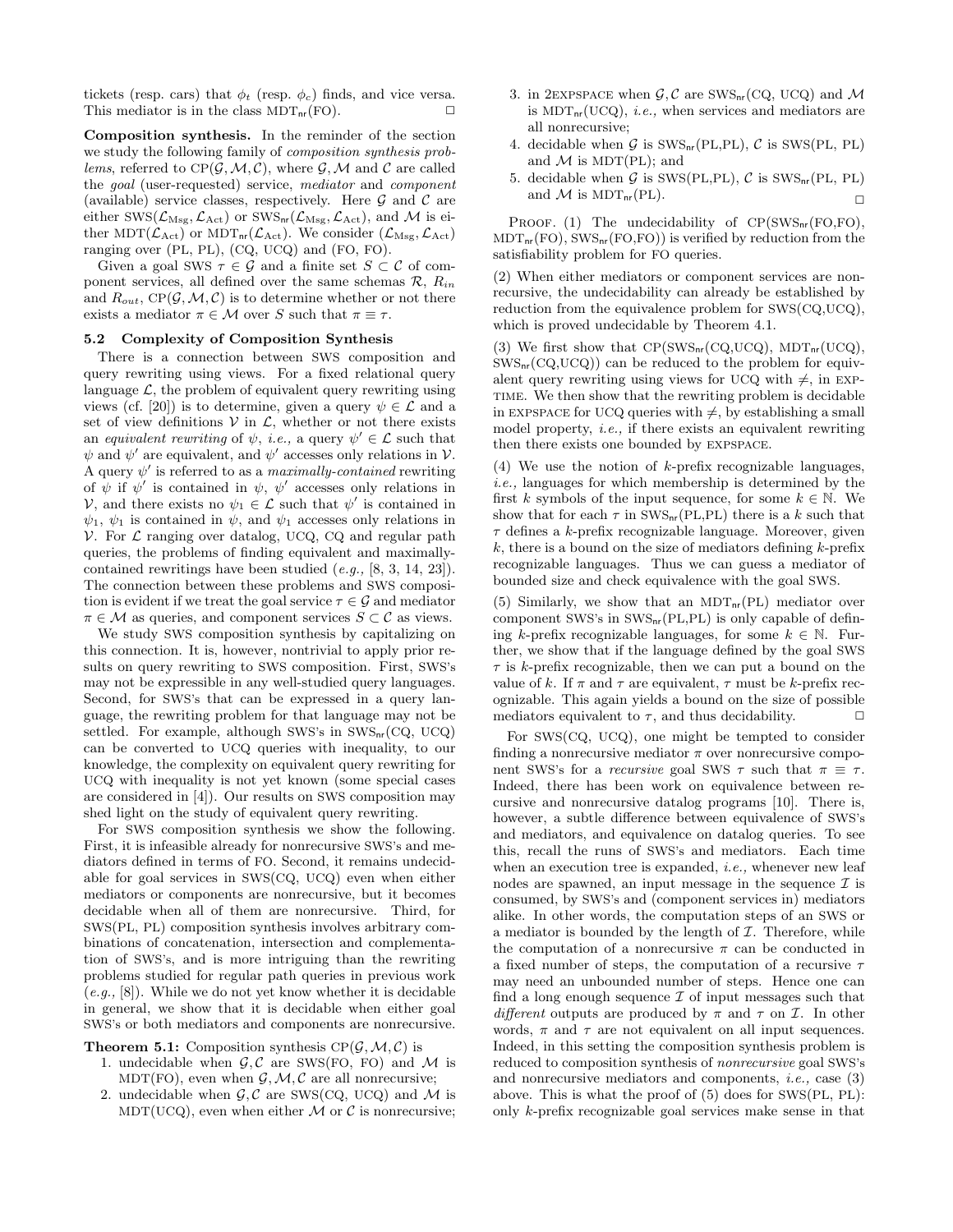tickets (resp. cars) that $\phi_t$ (resp. $\phi_c$) finds, and vice versa. This mediator is in the class $\text{MDT}_{\text{nr}}(\text{FO})$. □

**Composition synthesis.** In the reminder of the section we study the following family of *composition synthesis problems*, referred to $\text{CP}(\mathcal{G}, \mathcal{M}, \mathcal{C})$, where $\mathcal{G}, \mathcal{M}$ and $\mathcal{C}$ are called the *goal* (user-requested) service, *mediator* and *component* (available) service classes, respectively. Here $\mathcal{G}$ and $\mathcal{C}$ are either $\text{SWS}(\mathcal{L}_{\text{Msg}}, \mathcal{L}_{\text{Act}})$ or $\text{SWS}_{\text{nr}}(\mathcal{L}_{\text{Msg}}, \mathcal{L}_{\text{Act}})$, and $\mathcal{M}$ is either $\text{MDT}(\mathcal{L}_{\text{Act}})$ or $\text{MDT}_{\text{nr}}(\mathcal{L}_{\text{Act}})$. We consider $(\mathcal{L}_{\text{Msg}}, \mathcal{L}_{\text{Act}})$ ranging over (PL, PL), (CQ, UCQ) and (FO, FO).

Given a goal SWS $\tau \in \mathcal{G}$ and a finite set $S \subset \mathcal{C}$ of component services, all defined over the same schemas $\mathcal{R}$, $R_{in}$ and $R_{out}$, $\text{CP}(\mathcal{G}, \mathcal{M}, \mathcal{C})$ is to determine whether or not there exists a mediator $\pi \in \mathcal{M}$ over $S$ such that $\pi \equiv \tau$.

### 5.2 Complexity of Composition Synthesis

There is a connection between SWS composition and query rewriting using views. For a fixed relational query language $\mathcal{L}$, the problem of equivalent query rewriting using views (cf. [20]) is to determine, given a query $\psi \in \mathcal{L}$ and a set of view definitions $\mathcal{V}$ in $\mathcal{L}$, whether or not there exists an *equivalent rewriting* of $\psi$, *i.e.,* a query $\psi' \in \mathcal{L}$ such that $\psi$ and $\psi'$ are equivalent, and $\psi'$ accesses only relations in $\mathcal{V}$. A query $\psi'$ is referred to as a *maximally-contained* rewriting of $\psi$ if $\psi'$ is contained in $\psi$, $\psi'$ accesses only relations in $\mathcal{V}$, and there exists no $\psi_1 \in \mathcal{L}$ such that $\psi'$ is contained in $\psi_1$, $\psi_1$ is contained in $\psi$, and $\psi_1$ accesses only relations in $\mathcal{V}$. For $\mathcal{L}$ ranging over datalog, UCQ, CQ and regular path queries, the problems of finding equivalent and maximally-contained rewritings have been studied (*e.g.,* [8, 3, 14, 23]). The connection between these problems and SWS composition is evident if we treat the goal service $\tau \in \mathcal{G}$ and mediator $\pi \in \mathcal{M}$ as queries, and component services $S \subset \mathcal{C}$ as views.

We study SWS composition synthesis by capitalizing on this connection. It is, however, nontrivial to apply prior results on query rewriting to SWS composition. First, SWS's may not be expressible in any well-studied query languages. Second, for SWS's that can be expressed in a query language, the rewriting problem for that language may not be settled. For example, although SWS's in $\text{SWS}_{\text{nr}}(\text{CQ, UCQ})$ can be converted to UCQ queries with inequality, to our knowledge, the complexity on equivalent query rewriting for UCQ with inequality is not yet known (some special cases are considered in [4]). Our results on SWS composition may shed light on the study of equivalent query rewriting.

For SWS composition synthesis we show the following. First, it is infeasible already for nonrecursive SWS's and mediators defined in terms of FO. Second, it remains undecidable for goal services in SWS(CQ, UCQ) even when either mediators or components are nonrecursive, but it becomes decidable when all of them are nonrecursive. Third, for SWS(PL, PL) composition synthesis involves arbitrary combinations of concatenation, intersection and complementation of SWS's, and is more intriguing than the rewriting problems studied for regular path queries in previous work (*e.g.,* [8]). While we do not yet know whether it is decidable in general, we show that it is decidable when either goal SWS's or both mediators and components are nonrecursive.

**Theorem 5.1:** Composition synthesis $\text{CP}(\mathcal{G}, \mathcal{M}, \mathcal{C})$ is

1. undecidable when $\mathcal{G}, \mathcal{C}$ are SWS(FO, FO) and $\mathcal{M}$ is MDT(FO), even when $\mathcal{G}, \mathcal{M}, \mathcal{C}$ are all nonrecursive;
2. undecidable when $\mathcal{G}, \mathcal{C}$ are SWS(CQ, UCQ) and $\mathcal{M}$ is MDT(UCQ), even when either $\mathcal{M}$ or $\mathcal{C}$ is nonrecursive;
3. in 2EXPSPACE when $\mathcal{G}, \mathcal{C}$ are $\text{SWS}_{\text{nr}}(\text{CQ, UCQ})$ and $\mathcal{M}$ is $\text{MDT}_{\text{nr}}(\text{UCQ})$, *i.e.,* when services and mediators are all nonrecursive;
4. decidable when $\mathcal{G}$ is $\text{SWS}_{\text{nr}}(\text{PL,PL})$, $\mathcal{C}$ is SWS(PL, PL) and $\mathcal{M}$ is MDT(PL); and
5. decidable when $\mathcal{G}$ is SWS(PL,PL), $\mathcal{C}$ is $\text{SWS}_{\text{nr}}(\text{PL, PL})$ and $\mathcal{M}$ is $\text{MDT}_{\text{nr}}(\text{PL})$. □

PROOF. (1) The undecidability of $\text{CP}(\text{SWS}_{\text{nr}}(\text{FO,FO}), \text{MDT}_{\text{nr}}(\text{FO}), \text{SWS}_{\text{nr}}(\text{FO,FO}))$ is verified by reduction from the satisfiability problem for FO queries.

(2) When either mediators or component services are nonrecursive, the undecidability can already be established by reduction from the equivalence problem for SWS(CQ,UCQ), which is proved undecidable by Theorem 4.1.

(3) We first show that $\text{CP}(\text{SWS}_{\text{nr}}(\text{CQ,UCQ}), \text{MDT}_{\text{nr}}(\text{UCQ}), \text{SWS}_{\text{nr}}(\text{CQ,UCQ}))$ can be reduced to the problem for equivalent query rewriting using views for UCQ with $\neq$, in EXPTIME. We then show that the rewriting problem is decidable in EXPSPACE for UCQ queries with $\neq$, by establishing a small model property, *i.e.,* if there exists an equivalent rewriting then there exists one bounded by EXPSPACE.

(4) We use the notion of $k$-prefix recognizable languages, *i.e.,* languages for which membership is determined by the first $k$ symbols of the input sequence, for some $k \in \mathbb{N}$. We show that for each $\tau$ in $\text{SWS}_{\text{nr}}(\text{PL,PL})$ there is a $k$ such that $\tau$ defines a $k$-prefix recognizable language. Moreover, given $k$, there is a bound on the size of mediators defining $k$-prefix recognizable languages. Thus we can guess a mediator of bounded size and check equivalence with the goal SWS.

(5) Similarly, we show that an $\text{MDT}_{\text{nr}}(\text{PL})$ mediator over component SWS's in $\text{SWS}_{\text{nr}}(\text{PL,PL})$ is only capable of defining $k$-prefix recognizable languages, for some $k \in \mathbb{N}$. Further, we show that if the language defined by the goal SWS $\tau$ is $k$-prefix recognizable, then we can put a bound on the value of $k$. If $\pi$ and $\tau$ are equivalent, $\tau$ must be $k$-prefix recognizable. This again yields a bound on the size of possible mediators equivalent to $\tau$, and thus decidability. □

For SWS(CQ, UCQ), one might be tempted to consider finding a nonrecursive mediator $\pi$ over nonrecursive component SWS's for a *recursive* goal SWS $\tau$ such that $\pi \equiv \tau$. Indeed, there has been work on equivalence between recursive and nonrecursive datalog programs [10]. There is, however, a subtle difference between equivalence of SWS's and mediators, and equivalence on datalog queries. To see this, recall the runs of SWS's and mediators. Each time when an execution tree is expanded, *i.e.,* whenever new leaf nodes are spawned, an input message in the sequence $\mathcal{I}$ is consumed, by SWS's and (component services in) mediators alike. In other words, the computation steps of an SWS or a mediator is bounded by the length of $\mathcal{I}$. Therefore, while the computation of a nonrecursive $\pi$ can be conducted in a fixed number of steps, the computation of a recursive $\tau$ may need an unbounded number of steps. Hence one can find a long enough sequence $\mathcal{I}$ of input messages such that *different* outputs are produced by $\pi$ and $\tau$ on $\mathcal{I}$. In other words, $\pi$ and $\tau$ are not equivalent on all input sequences. Indeed, in this setting the composition synthesis problem is reduced to composition synthesis of *nonrecursive* goal SWS's and nonrecursive mediators and components, *i.e.,* case (3) above. This is what the proof of (5) does for SWS(PL, PL): only $k$-prefix recognizable goal services make sense in that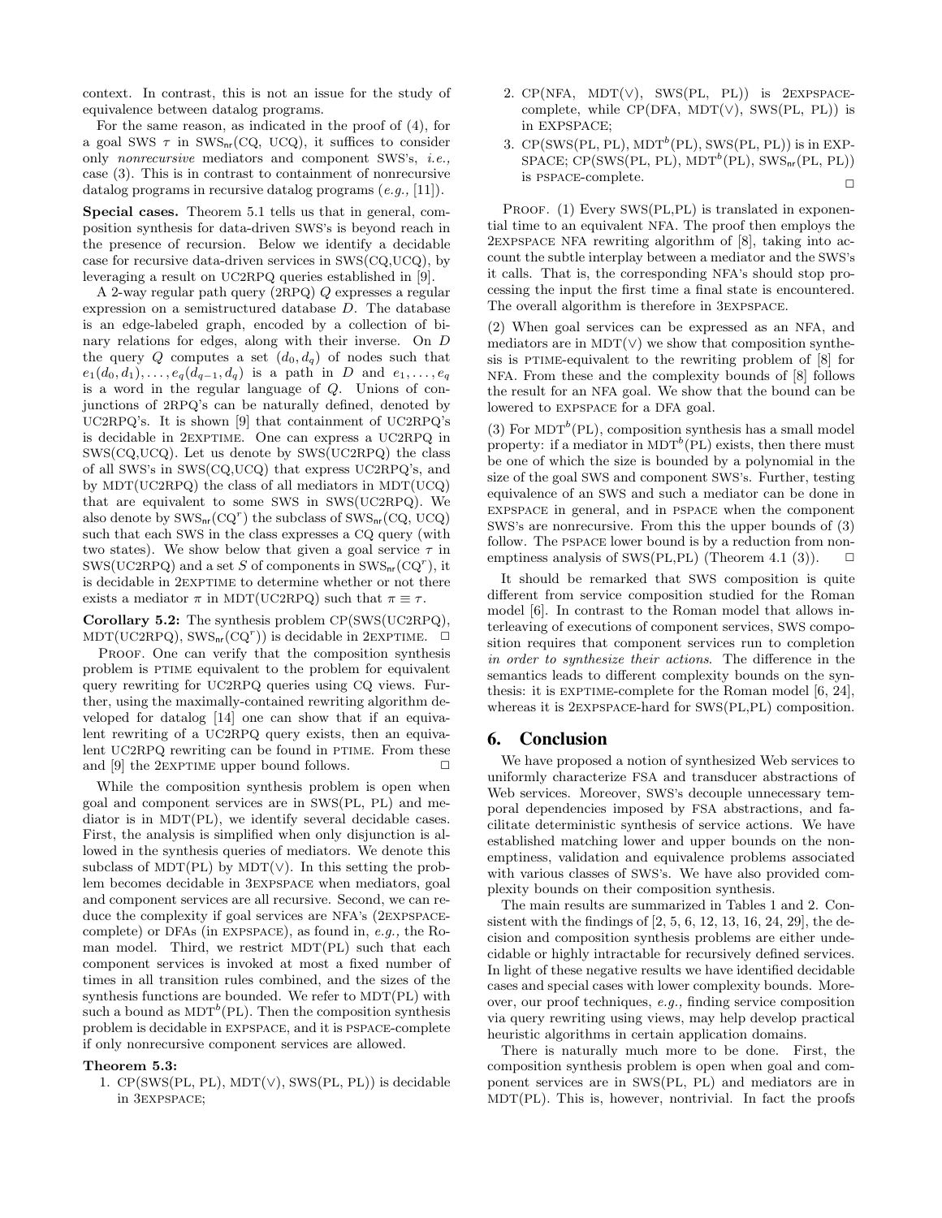context. In contrast, this is not an issue for the study of equivalence between datalog programs.

For the same reason, as indicated in the proof of (4), for a goal SWS $\tau$ in $\text{SWS}_{\text{nr}}(\text{CQ, UCQ})$, it suffices to consider only *nonrecursive* mediators and component SWS's, *i.e.,* case (3). This is in contrast to containment of nonrecursive datalog programs in recursive datalog programs (*e.g.,* [11]).

**Special cases.** Theorem 5.1 tells us that in general, composition synthesis for data-driven SWS's is beyond reach in the presence of recursion. Below we identify a decidable case for recursive data-driven services in SWS(CQ,UCQ), by leveraging a result on UC2RPQ queries established in [9].

A 2-way regular path query (2RPQ) $Q$ expresses a regular expression on a semistructured database $D$. The database is an edge-labeled graph, encoded by a collection of binary relations for edges, along with their inverse. On $D$ the query $Q$ computes a set $(d_0, d_q)$ of nodes such that $e_1(d_0, d_1), \ldots, e_q(d_{q-1}, d_q)$ is a path in $D$ and $e_1, \ldots, e_q$ is a word in the regular language of $Q$. Unions of conjunctions of 2RPQ's can be naturally defined, denoted by UC2RPQ's. It is shown [9] that containment of UC2RPQ's is decidable in 2EXPTIME. One can express a UC2RPQ in SWS(CQ,UCQ). Let us denote by SWS(UC2RPQ) the class of all SWS's in SWS(CQ,UCQ) that express UC2RPQ's, and by MDT(UC2RPQ) the class of all mediators in MDT(UCQ) that are equivalent to some SWS in SWS(UC2RPQ). We also denote by $\text{SWS}_{\text{nr}}(\text{CQ}^r)$ the subclass of $\text{SWS}_{\text{nr}}(\text{CQ, UCQ})$ such that each SWS in the class expresses a CQ query (with two states). We show below that given a goal service $\tau$ in SWS(UC2RPQ) and a set $S$ of components in $\text{SWS}_{\text{nr}}(\text{CQ}^r)$, it is decidable in 2EXPTIME to determine whether or not there exists a mediator $\pi$ in MDT(UC2RPQ) such that $\pi \equiv \tau$.

**Corollary 5.2:** The synthesis problem CP(SWS(UC2RPQ), MDT(UC2RPQ), $\text{SWS}_{\text{nr}}(\text{CQ}^r)$) is decidable in 2EXPTIME. □

PROOF. One can verify that the composition synthesis problem is PTIME equivalent to the problem for equivalent query rewriting for UC2RPQ queries using CQ views. Further, using the maximally-contained rewriting algorithm developed for datalog [14] one can show that if an equivalent rewriting of a UC2RPQ query exists, then an equivalent UC2RPQ rewriting can be found in PTIME. From these and [9] the 2EXPTIME upper bound follows. □

While the composition synthesis problem is open when goal and component services are in SWS(PL, PL) and mediator is in MDT(PL), we identify several decidable cases. First, the analysis is simplified when only disjunction is allowed in the synthesis queries of mediators. We denote this subclass of MDT(PL) by MDT($\vee$). In this setting the problem becomes decidable in 3EXPSPACE when mediators, goal and component services are all recursive. Second, we can reduce the complexity if goal services are NFA's (2EXPSPACE-complete) or DFAs (in EXPSPACE), as found in, *e.g.,* the Roman model. Third, we restrict MDT(PL) such that each component services is invoked at most a fixed number of times in all transition rules combined, and the sizes of the synthesis functions are bounded. We refer to MDT(PL) with such a bound as $\text{MDT}^b(\text{PL})$. Then the composition synthesis problem is decidable in EXPSPACE, and it is PSPACE-complete if only nonrecursive component services are allowed.

**Theorem 5.3:**

1. CP(SWS(PL, PL), MDT($\vee$), SWS(PL, PL)) is decidable in 3EXPSPACE;
2. CP(NFA, MDT($\vee$), SWS(PL, PL)) is 2EXPSPACE-complete, while CP(DFA, MDT($\vee$), SWS(PL, PL)) is in EXPSPACE;
3. CP(SWS(PL, PL), $\text{MDT}^b$(PL), SWS(PL, PL)) is in EXPSPACE; CP(SWS(PL, PL), $\text{MDT}^b$(PL), $\text{SWS}_{\text{nr}}$(PL, PL)) is PSPACE-complete. □

PROOF. (1) Every SWS(PL,PL) is translated in exponential time to an equivalent NFA. The proof then employs the 2EXPSPACE NFA rewriting algorithm of [8], taking into account the subtle interplay between a mediator and the SWS's it calls. That is, the corresponding NFA's should stop processing the input the first time a final state is encountered. The overall algorithm is therefore in 3EXPSPACE.

(2) When goal services can be expressed as an NFA, and mediators are in MDT($\vee$) we show that composition synthesis is PTIME-equivalent to the rewriting problem of [8] for NFA. From these and the complexity bounds of [8] follows the result for an NFA goal. We show that the bound can be lowered to EXPSPACE for a DFA goal.

(3) For $\text{MDT}^b$(PL), composition synthesis has a small model property: if a mediator in $\text{MDT}^b$(PL) exists, then there must be one of which the size is bounded by a polynomial in the size of the goal SWS and component SWS's. Further, testing equivalence of an SWS and such a mediator can be done in EXPSPACE in general, and in PSPACE when the component SWS's are nonrecursive. From this the upper bounds of (3) follow. The PSPACE lower bound is by a reduction from nonemptiness analysis of SWS(PL,PL) (Theorem 4.1 (3)). □

It should be remarked that SWS composition is quite different from service composition studied for the Roman model [6]. In contrast to the Roman model that allows interleaving of executions of component services, SWS composition requires that component services run to completion *in order to synthesize their actions*. The difference in the semantics leads to different complexity bounds on the synthesis: it is EXPTIME-complete for the Roman model [6, 24], whereas it is 2EXPSPACE-hard for SWS(PL,PL) composition.

## 6. Conclusion

We have proposed a notion of synthesized Web services to uniformly characterize FSA and transducer abstractions of Web services. Moreover, SWS's decouple unnecessary temporal dependencies imposed by FSA abstractions, and facilitate deterministic synthesis of service actions. We have established matching lower and upper bounds on the nonemptiness, validation and equivalence problems associated with various classes of SWS's. We have also provided complexity bounds on their composition synthesis.

The main results are summarized in Tables 1 and 2. Consistent with the findings of [2, 5, 6, 12, 13, 16, 24, 29], the decision and composition synthesis problems are either undecidable or highly intractable for recursively defined services. In light of these negative results we have identified decidable cases and special cases with lower complexity bounds. Moreover, our proof techniques, *e.g.,* finding service composition via query rewriting using views, may help develop practical heuristic algorithms in certain application domains.

There is naturally much more to be done. First, the composition synthesis problem is open when goal and component services are in SWS(PL, PL) and mediators are in MDT(PL). This is, however, nontrivial. In fact the proofs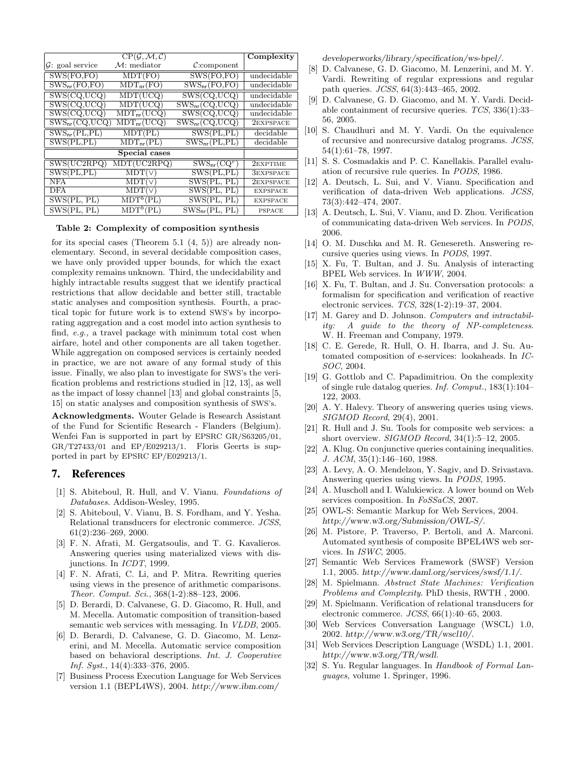| CP($\mathcal{G}, \mathcal{M}, \mathcal{C}$) | | | Complexity |
|---|---|---|---|
| $\mathcal{G}$: goal service | $\mathcal{M}$: mediator | $\mathcal{C}$:component | |
| SWS(FO,FO) | MDT(FO) | SWS(FO,FO) | undecidable |
| $\text{SWS}_{\text{nr}}$(FO,FO) | $\text{MDT}_{\text{nr}}$(FO) | $\text{SWS}_{\text{nr}}$(FO,FO) | undecidable |
| SWS(CQ,UCQ) | MDT(UCQ) | SWS(CQ,UCQ) | undecidable |
| SWS(CQ,UCQ) | MDT(UCQ) | $\text{SWS}_{\text{nr}}$(CQ,UCQ) | undecidable |
| SWS(CQ,UCQ) | $\text{MDT}_{\text{nr}}$(UCQ) | SWS(CQ,UCQ) | undecidable |
| $\text{SWS}_{\text{nr}}$(CQ,UCQ) | $\text{MDT}_{\text{nr}}$(UCQ) | $\text{SWS}_{\text{nr}}$(CQ,UCQ) | 2EXPSPACE |
| $\text{SWS}_{\text{nr}}$(PL,PL) | MDT(PL) | SWS(PL,PL) | decidable |
| SWS(PL,PL) | $\text{MDT}_{\text{nr}}$(PL) | $\text{SWS}_{\text{nr}}$(PL,PL) | decidable |
| **Special cases** | | | |
| SWS(UC2RPQ) | MDT(UC2RPQ) | $\text{SWS}_{\text{nr}}$($\text{CQ}^r$) | 2EXPTIME |
| SWS(PL,PL) | MDT(∨) | SWS(PL,PL) | 3EXPSPACE |
| NFA | MDT(∨) | SWS(PL, PL) | 2EXPSPACE |
| DFA | MDT(∨) | SWS(PL, PL) | EXPSPACE |
| SWS(PL, PL) | $\text{MDT}^b$(PL) | SWS(PL, PL) | EXPSPACE |
| SWS(PL, PL) | $\text{MDT}^b$(PL) | $\text{SWS}_{\text{nr}}$(PL, PL) | PSPACE |

**Table 2: Complexity of composition synthesis**

for its special cases (Theorem 5.1 (4, 5)) are already non-elementary. Second, in several decidable composition cases, we have only provided upper bounds, for which the exact complexity remains unknown. Third, the undecidability and highly intractable results suggest that we identify practical restrictions that allow decidable and better still, tractable static analyses and composition synthesis. Fourth, a practical topic for future work is to extend SWS's by incorporating aggregation and a cost model into action synthesis to find, *e.g.,* a travel package with minimum total cost when airfare, hotel and other components are all taken together. While aggregation on composed services is certainly needed in practice, we are not aware of any formal study of this issue. Finally, we also plan to investigate for SWS's the verification problems and restrictions studied in [12, 13], as well as the impact of lossy channel [13] and global constraints [5, 15] on static analyses and composition synthesis of SWS's.

**Acknowledgments.** Wouter Gelade is Research Assistant of the Fund for Scientific Research - Flanders (Belgium). Wenfei Fan is supported in part by EPSRC GR/S63205/01, GR/T27433/01 and EP/E029213/1. Floris Geerts is supported in part by EPSRC EP/E029213/1.

## 7. References

[1] S. Abiteboul, R. Hull, and V. Vianu. *Foundations of Databases*. Addison-Wesley, 1995.

[2] S. Abiteboul, V. Vianu, B. S. Fordham, and Y. Yesha. Relational transducers for electronic commerce. *JCSS*, 61(2):236–269, 2000.

[3] F. N. Afrati, M. Gergatsoulis, and T. G. Kavalieros. Answering queries using materialized views with disjunctions. In *ICDT*, 1999.

[4] F. N. Afrati, C. Li, and P. Mitra. Rewriting queries using views in the presence of arithmetic comparisons. *Theor. Comput. Sci.*, 368(1-2):88–123, 2006.

[5] D. Berardi, D. Calvanese, G. D. Giacomo, R. Hull, and M. Mecella. Automatic composition of transition-based semantic web services with messaging. In *VLDB*, 2005.

[6] D. Berardi, D. Calvanese, G. D. Giacomo, M. Lenzerini, and M. Mecella. Automatic service composition based on behavioral descriptions. *Int. J. Cooperative Inf. Syst.*, 14(4):333–376, 2005.

[7] Business Process Execution Language for Web Services version 1.1 (BEPL4WS), 2004. *http://www.ibm.com/developerworks/library/specification/ws-bpel/*.

[8] D. Calvanese, G. D. Giacomo, M. Lenzerini, and M. Y. Vardi. Rewriting of regular expressions and regular path queries. *JCSS*, 64(3):443–465, 2002.

[9] D. Calvanese, G. D. Giacomo, and M. Y. Vardi. Decidable containment of recursive queries. *TCS*, 336(1):33–56, 2005.

[10] S. Chaudhuri and M. Y. Vardi. On the equivalence of recursive and nonrecursive datalog programs. *JCSS*, 54(1):61–78, 1997.

[11] S. S. Cosmadakis and P. C. Kanellakis. Parallel evaluation of recursive rule queries. In *PODS*, 1986.

[12] A. Deutsch, L. Sui, and V. Vianu. Specification and verification of data-driven Web applications. *JCSS*, 73(3):442–474, 2007.

[13] A. Deutsch, L. Sui, V. Vianu, and D. Zhou. Verification of communicating data-driven Web services. In *PODS*, 2006.

[14] O. M. Duschka and M. R. Genesereth. Answering recursive queries using views. In *PODS*, 1997.

[15] X. Fu, T. Bultan, and J. Su. Analysis of interacting BPEL Web services. In *WWW*, 2004.

[16] X. Fu, T. Bultan, and J. Su. Conversation protocols: a formalism for specification and verification of reactive electronic services. *TCS*, 328(1-2):19–37, 2004.

[17] M. Garey and D. Johnson. *Computers and intractability: A guide to the theory of NP-completeness*. W. H. Freeman and Company, 1979.

[18] C. E. Gerede, R. Hull, O. H. Ibarra, and J. Su. Automated composition of e-services: lookaheads. In *ICSOC*, 2004.

[19] G. Gottlob and C. Papadimitriou. On the complexity of single rule datalog queries. *Inf. Comput.*, 183(1):104–122, 2003.

[20] A. Y. Halevy. Theory of answering queries using views. *SIGMOD Record*, 29(4), 2001.

[21] R. Hull and J. Su. Tools for composite web services: a short overview. *SIGMOD Record*, 34(1):5–12, 2005.

[22] A. Klug. On conjunctive queries containing inequalities. *J. ACM*, 35(1):146–160, 1988.

[23] A. Levy, A. O. Mendelzon, Y. Sagiv, and D. Srivastava. Answering queries using views. In *PODS*, 1995.

[24] A. Muscholl and I. Walukiewicz. A lower bound on Web services composition. In *FoSSaCS*, 2007.

[25] OWL-S: Semantic Markup for Web Services, 2004. *http://www.w3.org/Submission/OWL-S/*.

[26] M. Pistore, P. Traverso, P. Bertoli, and A. Marconi. Automated synthesis of composite BPEL4WS web services. In *ISWC*, 2005.

[27] Semantic Web Services Framework (SWSF) Version 1.1, 2005. *http://www.daml.org/services/swsf/1.1/*.

[28] M. Spielmann. *Abstract State Machines: Verification Problems and Complexity*. PhD thesis, RWTH , 2000.

[29] M. Spielmann. Verification of relational transducers for electronic commerce. *JCSS*, 66(1):40–65, 2003.

[30] Web Services Conversation Language (WSCL) 1.0, 2002. *http://www.w3.org/TR/wscl10/*.

[31] Web Services Description Language (WSDL) 1.1, 2001. *http://www.w3.org/TR/wsdl*.

[32] S. Yu. Regular languages. In *Handbook of Formal Languages*, volume 1. Springer, 1996.